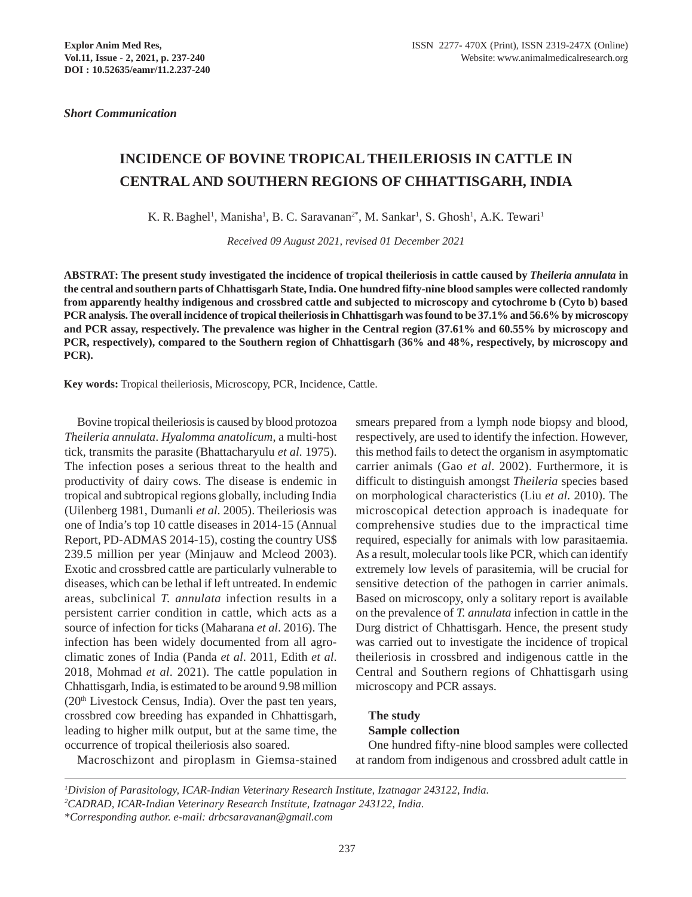*Short Communication*

# INCIDENCE OF BOVINE TROPICAL THEILERIOSIS IN CATTLE IN CENTRAL AND SOUTHERN REGIONS OF CHHATTISGARH, INDIA

K. R. Baghel[1], Manisha[1], B. C. Saravanan[2*], M. Sankar[1], S. Ghosh[1], A.K. Tewari[1]

*Received 09 August 2021, revised 01 December 2021*

**ABSTRAT: The present study investigated the incidence of tropical theileriosis in cattle caused by *Theileria annulata* in the central and southern parts of Chhattisgarh State, India. One hundred fifty-nine blood samples were collected randomly from apparently healthy indigenous and crossbred cattle and subjected to microscopy and cytochrome b (Cyto b) based PCR analysis. The overall incidence of tropical theileriosis in Chhattisgarh was found to be 37.1% and 56.6% by microscopy and PCR assay, respectively. The prevalence was higher in the Central region (37.61% and 60.55% by microscopy and PCR, respectively), compared to the Southern region of Chhattisgarh (36% and 48%, respectively, by microscopy and PCR).**

**Key words:** Tropical theileriosis, Microscopy, PCR, Incidence, Cattle.

Bovine tropical theileriosis is caused by blood protozoa *Theileria annulata*. *Hyalomma anatolicum*, a multi-host tick, transmits the parasite (Bhattacharyulu *et al*. 1975). The infection poses a serious threat to the health and productivity of dairy cows. The disease is endemic in tropical and subtropical regions globally, including India (Uilenberg 1981, Dumanli *et al*. 2005). Theileriosis was one of India's top 10 cattle diseases in 2014-15 (Annual Report, PD-ADMAS 2014-15), costing the country US$ 239.5 million per year (Minjauw and Mcleod 2003). Exotic and crossbred cattle are particularly vulnerable to diseases, which can be lethal if left untreated. In endemic areas, subclinical *T. annulata* infection results in a persistent carrier condition in cattle, which acts as a source of infection for ticks (Maharana *et al*. 2016). The infection has been widely documented from all agro-climatic zones of India (Panda *et al*. 2011, Edith *et al*. 2018, Mohmad *et al*. 2021). The cattle population in Chhattisgarh, India, is estimated to be around 9.98 million (20th Livestock Census, India). Over the past ten years, crossbred cow breeding has expanded in Chhattisgarh, leading to higher milk output, but at the same time, the occurrence of tropical theileriosis also soared.

Macroschizont and piroplasm in Giemsa-stained smears prepared from a lymph node biopsy and blood, respectively, are used to identify the infection. However, this method fails to detect the organism in asymptomatic carrier animals (Gao *et al*. 2002). Furthermore, it is difficult to distinguish amongst *Theileria* species based on morphological characteristics (Liu *et al*. 2010). The microscopical detection approach is inadequate for comprehensive studies due to the impractical time required, especially for animals with low parasitaemia. As a result, molecular tools like PCR, which can identify extremely low levels of parasitemia, will be crucial for sensitive detection of the pathogen in carrier animals. Based on microscopy, only a solitary report is available on the prevalence of *T. annulata* infection in cattle in the Durg district of Chhattisgarh. Hence, the present study was carried out to investigate the incidence of tropical theileriosis in crossbred and indigenous cattle in the Central and Southern regions of Chhattisgarh using microscopy and PCR assays.

**The study**

**Sample collection**

One hundred fifty-nine blood samples were collected at random from indigenous and crossbred adult cattle in

---

[1]Division of Parasitology, ICAR-Indian Veterinary Research Institute, Izatnagar 243122, India.

[2]CADRAD, ICAR-Indian Veterinary Research Institute, Izatnagar 243122, India.

*Corresponding author. e-mail: drbcsaravanan@gmail.com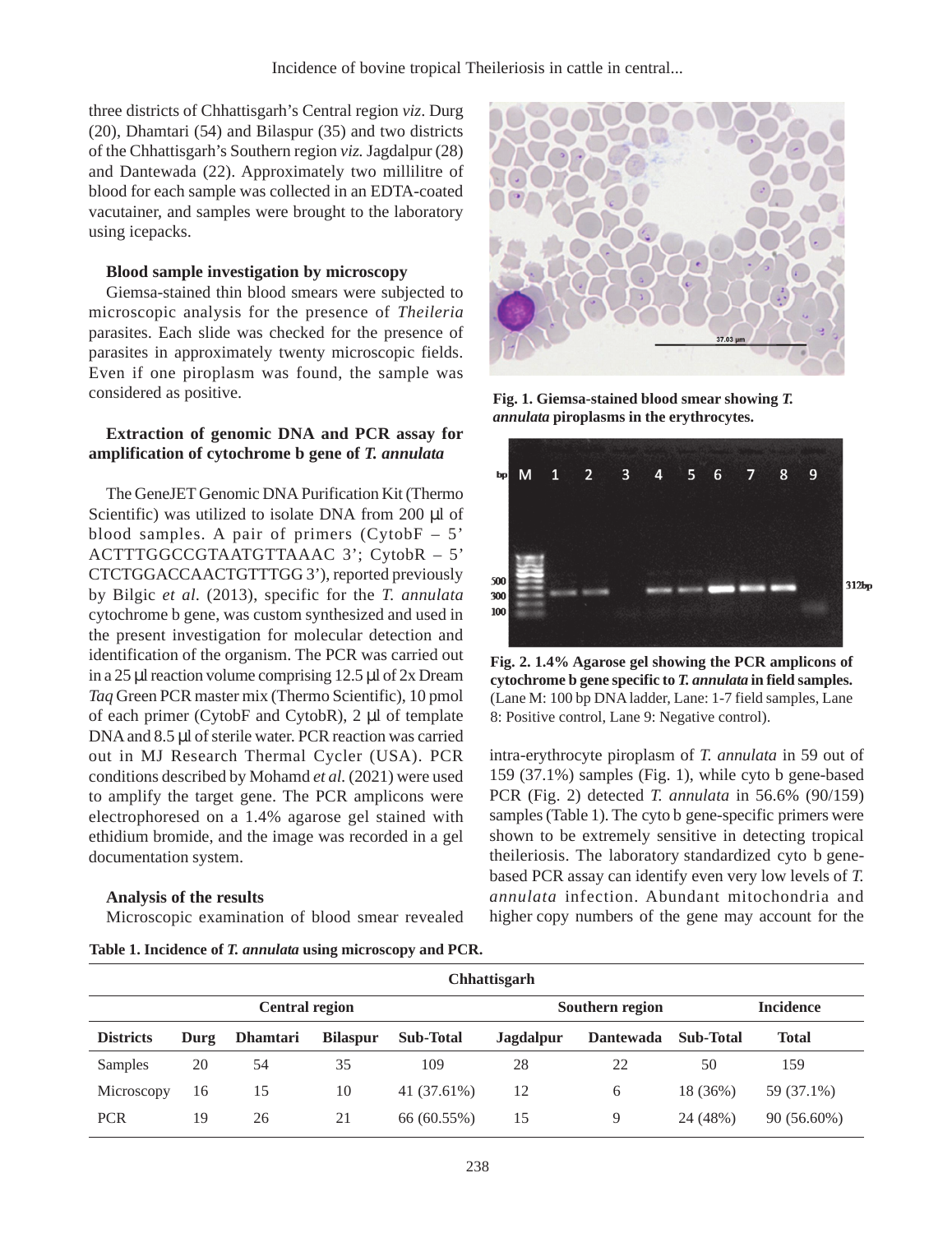three districts of Chhattisgarh's Central region *viz*. Durg (20), Dhamtari (54) and Bilaspur (35) and two districts of the Chhattisgarh's Southern region *viz.* Jagdalpur (28) and Dantewada (22). Approximately two millilitre of blood for each sample was collected in an EDTA-coated vacutainer, and samples were brought to the laboratory using icepacks.

#### Blood sample investigation by microscopy

Giemsa-stained thin blood smears were subjected to microscopic analysis for the presence of *Theileria* parasites. Each slide was checked for the presence of parasites in approximately twenty microscopic fields. Even if one piroplasm was found, the sample was considered as positive.

#### Extraction of genomic DNA and PCR assay for amplification of cytochrome b gene of *T. annulata*

The GeneJET Genomic DNA Purification Kit (Thermo Scientific) was utilized to isolate DNA from 200 µl of blood samples. A pair of primers (CytobF – 5' ACTTTGGCCGTAATGTTAAAC 3'; CytobR – 5' CTCTGGACCAACTGTTTGG 3'), reported previously by Bilgic *et al.* (2013), specific for the *T. annulata* cytochrome b gene, was custom synthesized and used in the present investigation for molecular detection and identification of the organism. The PCR was carried out in a 25 µl reaction volume comprising 12.5 µl of 2x Dream *Taq* Green PCR master mix (Thermo Scientific), 10 pmol of each primer (CytobF and CytobR), 2 µl of template DNA and 8.5 µl of sterile water. PCR reaction was carried out in MJ Research Thermal Cycler (USA). PCR conditions described by Mohamd *et al.* (2021) were used to amplify the target gene. The PCR amplicons were electrophoresed on a 1.4% agarose gel stained with ethidium bromide, and the image was recorded in a gel documentation system.

#### Analysis of the results

Microscopic examination of blood smear revealed intra-erythrocyte piroplasm of *T. annulata* in 59 out of 159 (37.1%) samples (Fig. 1), while cyto b gene-based PCR (Fig. 2) detected *T. annulata* in 56.6% (90/159) samples (Table 1). The cyto b gene-specific primers were shown to be extremely sensitive in detecting tropical theileriosis. The laboratory standardized cyto b gene-based PCR assay can identify even very low levels of *T. annulata* infection. Abundant mitochondria and higher copy numbers of the gene may account for the

**Fig. 1. Giemsa-stained blood smear showing *T. annulata* piroplasms in the erythrocytes.**

**Fig. 2. 1.4% Agarose gel showing the PCR amplicons of cytochrome b gene specific to *T. annulata* in field samples.** (Lane M: 100 bp DNA ladder, Lane: 1-7 field samples, Lane 8: Positive control, Lane 9: Negative control).

**Table 1. Incidence of *T. annulata* using microscopy and PCR.**

| Chhattisgarh | | | | | | | | |
|---|---|---|---|---|---|---|---|---|
| | Central region | | | | Southern region | | | Incidence |
| **Districts** | **Durg** | **Dhamtari** | **Bilaspur** | **Sub-Total** | **Jagdalpur** | **Dantewada** | **Sub-Total** | **Total** |
| Samples | 20 | 54 | 35 | 109 | 28 | 22 | 50 | 159 |
| Microscopy | 16 | 15 | 10 | 41 (37.61%) | 12 | 6 | 18 (36%) | 59 (37.1%) |
| PCR | 19 | 26 | 21 | 66 (60.55%) | 15 | 9 | 24 (48%) | 90 (56.60%) |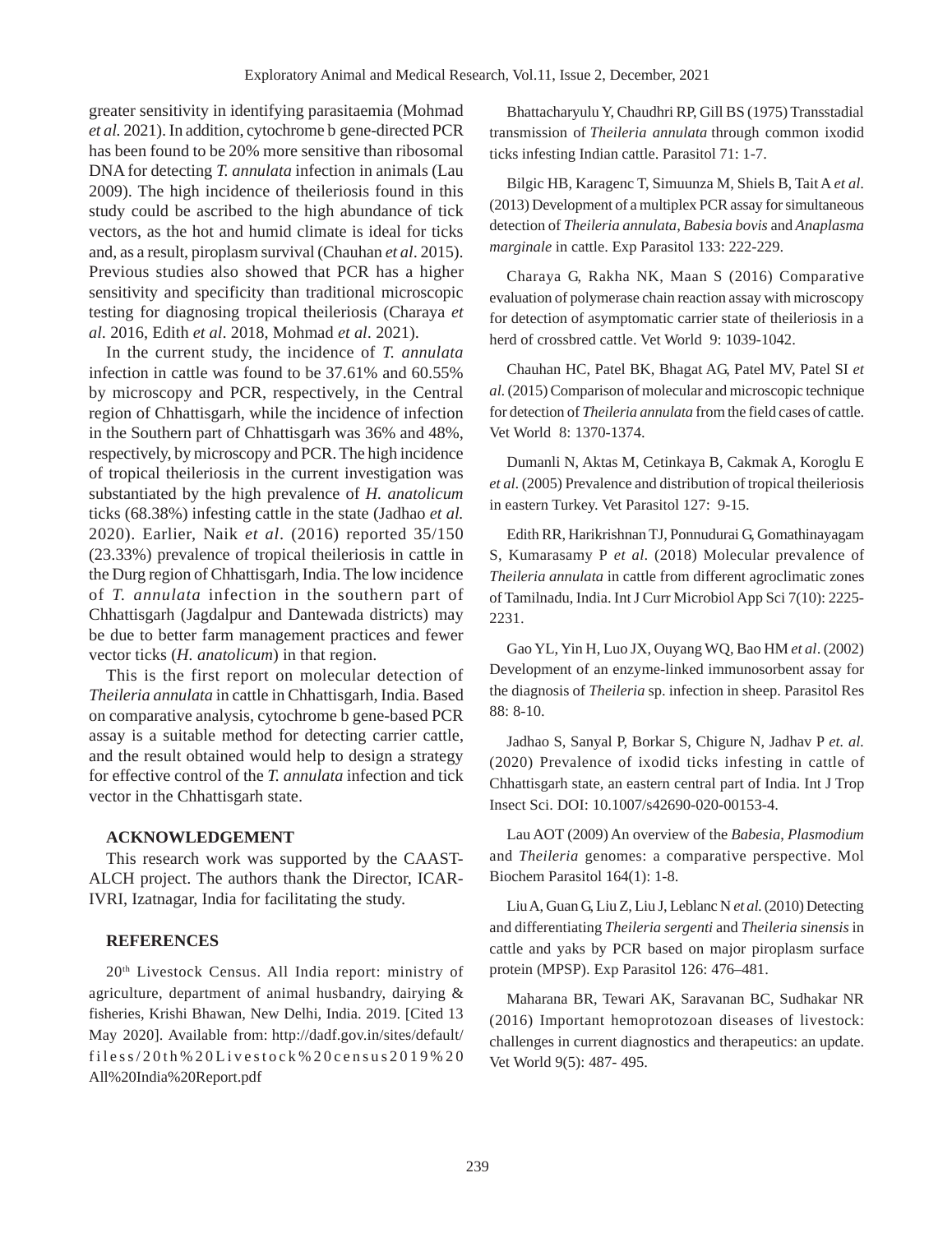greater sensitivity in identifying parasitaemia (Mohmad *et al.* 2021). In addition, cytochrome b gene-directed PCR has been found to be 20% more sensitive than ribosomal DNA for detecting *T. annulata* infection in animals (Lau 2009). The high incidence of theileriosis found in this study could be ascribed to the high abundance of tick vectors, as the hot and humid climate is ideal for ticks and, as a result, piroplasm survival (Chauhan *et al*. 2015). Previous studies also showed that PCR has a higher sensitivity and specificity than traditional microscopic testing for diagnosing tropical theileriosis (Charaya *et al*. 2016, Edith *et al*. 2018, Mohmad *et al*. 2021).

In the current study, the incidence of *T. annulata* infection in cattle was found to be 37.61% and 60.55% by microscopy and PCR, respectively, in the Central region of Chhattisgarh, while the incidence of infection in the Southern part of Chhattisgarh was 36% and 48%, respectively, by microscopy and PCR. The high incidence of tropical theileriosis in the current investigation was substantiated by the high prevalence of *H. anatolicum* ticks (68.38%) infesting cattle in the state (Jadhao *et al.* 2020). Earlier, Naik *et al*. (2016) reported 35/150 (23.33%) prevalence of tropical theileriosis in cattle in the Durg region of Chhattisgarh, India. The low incidence of *T. annulata* infection in the southern part of Chhattisgarh (Jagdalpur and Dantewada districts) may be due to better farm management practices and fewer vector ticks (*H. anatolicum*) in that region.

This is the first report on molecular detection of *Theileria annulata* in cattle in Chhattisgarh, India. Based on comparative analysis, cytochrome b gene-based PCR assay is a suitable method for detecting carrier cattle, and the result obtained would help to design a strategy for effective control of the *T. annulata* infection and tick vector in the Chhattisgarh state.

## ACKNOWLEDGEMENT

This research work was supported by the CAAST-ALCH project. The authors thank the Director, ICAR-IVRI, Izatnagar, India for facilitating the study.

## REFERENCES

20th Livestock Census. All India report: ministry of agriculture, department of animal husbandry, dairying & fisheries, Krishi Bhawan, New Delhi, India. 2019. [Cited 13 May 2020]. Available from: http://dadf.gov.in/sites/default/filess/20th%20Livestock%20census2019%20All%20India%20Report.pdf

Bhattacharyulu Y, Chaudhri RP, Gill BS (1975) Transstadial transmission of *Theileria annulata* through common ixodid ticks infesting Indian cattle. Parasitol 71: 1-7.

Bilgic HB, Karagenc T, Simuunza M, Shiels B, Tait A *et al.* (2013) Development of a multiplex PCR assay for simultaneous detection of *Theileria annulata*, *Babesia bovis* and *Anaplasma marginale* in cattle. Exp Parasitol 133: 222-229.

Charaya G, Rakha NK, Maan S (2016) Comparative evaluation of polymerase chain reaction assay with microscopy for detection of asymptomatic carrier state of theileriosis in a herd of crossbred cattle. Vet World 9: 1039-1042.

Chauhan HC, Patel BK, Bhagat AG, Patel MV, Patel SI *et al.* (2015) Comparison of molecular and microscopic technique for detection of *Theileria annulata* from the field cases of cattle. Vet World 8: 1370-1374.

Dumanli N, Aktas M, Cetinkaya B, Cakmak A, Koroglu E *et al*. (2005) Prevalence and distribution of tropical theileriosis in eastern Turkey. Vet Parasitol 127: 9-15.

Edith RR, Harikrishnan TJ, Ponnudurai G, Gomathinayagam S, Kumarasamy P *et al*. (2018) Molecular prevalence of *Theileria annulata* in cattle from different agroclimatic zones of Tamilnadu, India. Int J Curr Microbiol App Sci 7(10): 2225-2231.

Gao YL, Yin H, Luo JX, Ouyang WQ, Bao HM *et al*. (2002) Development of an enzyme-linked immunosorbent assay for the diagnosis of *Theileria* sp. infection in sheep. Parasitol Res 88: 8-10.

Jadhao S, Sanyal P, Borkar S, Chigure N, Jadhav P *et. al.* (2020) Prevalence of ixodid ticks infesting in cattle of Chhattisgarh state, an eastern central part of India. Int J Trop Insect Sci. DOI: 10.1007/s42690-020-00153-4.

Lau AOT (2009) An overview of the *Babesia*, *Plasmodium* and *Theileria* genomes: a comparative perspective. Mol Biochem Parasitol 164(1): 1-8.

Liu A, Guan G, Liu Z, Liu J, Leblanc N *et al.* (2010) Detecting and differentiating *Theileria sergenti* and *Theileria sinensis* in cattle and yaks by PCR based on major piroplasm surface protein (MPSP). Exp Parasitol 126: 476–481.

Maharana BR, Tewari AK, Saravanan BC, Sudhakar NR (2016) Important hemoprotozoan diseases of livestock: challenges in current diagnostics and therapeutics: an update. Vet World 9(5): 487- 495.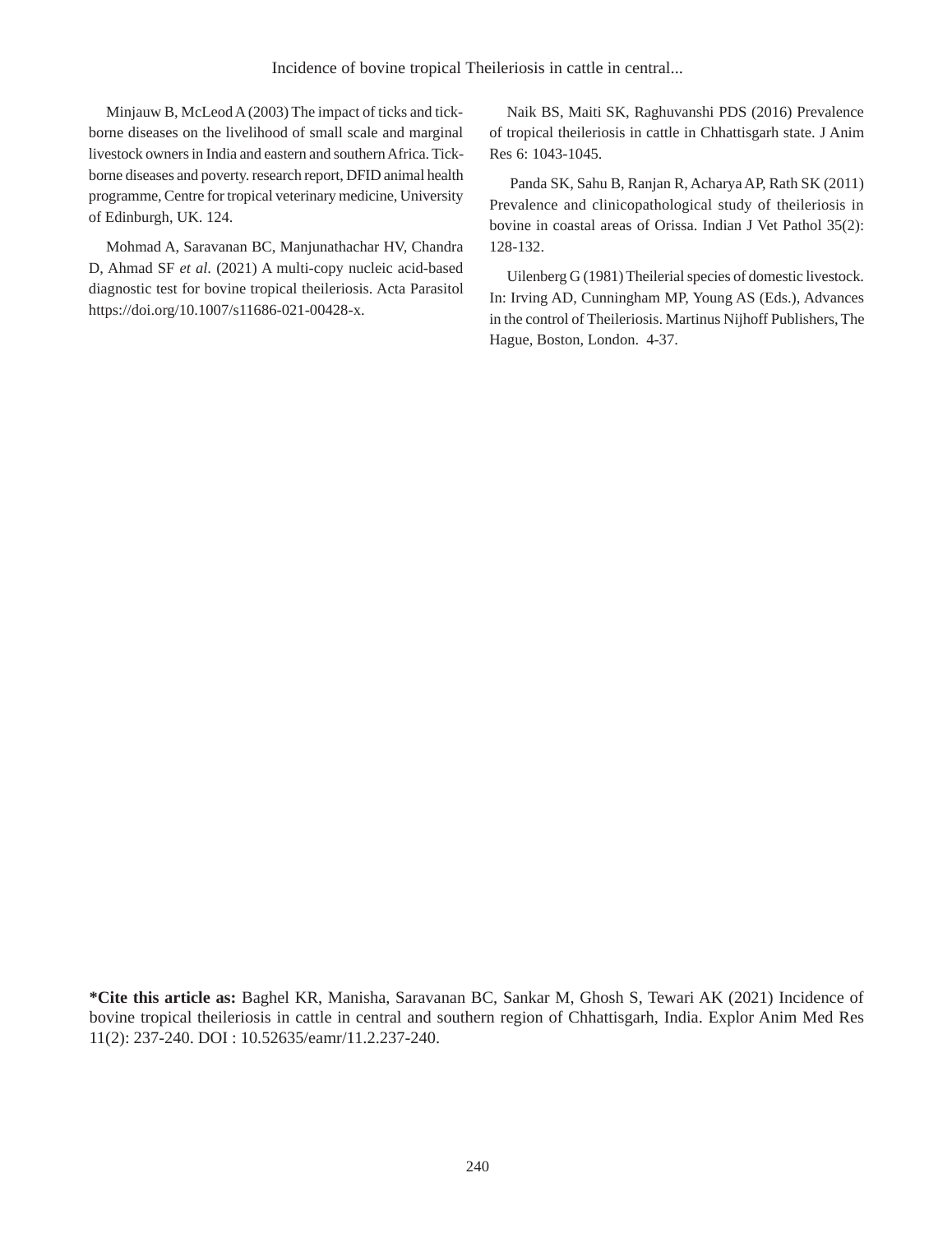Minjauw B, McLeod A (2003) The impact of ticks and tick-borne diseases on the livelihood of small scale and marginal livestock owners in India and eastern and southern Africa. Tick-borne diseases and poverty. research report, DFID animal health programme, Centre for tropical veterinary medicine, University of Edinburgh, UK. 124.

Mohmad A, Saravanan BC, Manjunathachar HV, Chandra D, Ahmad SF *et al.* (2021) A multi-copy nucleic acid-based diagnostic test for bovine tropical theileriosis. Acta Parasitol https://doi.org/10.1007/s11686-021-00428-x.

Naik BS, Maiti SK, Raghuvanshi PDS (2016) Prevalence of tropical theileriosis in cattle in Chhattisgarh state. J Anim Res 6: 1043-1045.

Panda SK, Sahu B, Ranjan R, Acharya AP, Rath SK (2011) Prevalence and clinicopathological study of theileriosis in bovine in coastal areas of Orissa. Indian J Vet Pathol 35(2): 128-132.

Uilenberg G (1981) Theilerial species of domestic livestock. In: Irving AD, Cunningham MP, Young AS (Eds.), Advances in the control of Theileriosis. Martinus Nijhoff Publishers, The Hague, Boston, London. 4-37.

**\*Cite this article as:** Baghel KR, Manisha, Saravanan BC, Sankar M, Ghosh S, Tewari AK (2021) Incidence of bovine tropical theileriosis in cattle in central and southern region of Chhattisgarh, India. Explor Anim Med Res 11(2): 237-240. DOI : 10.52635/eamr/11.2.237-240.